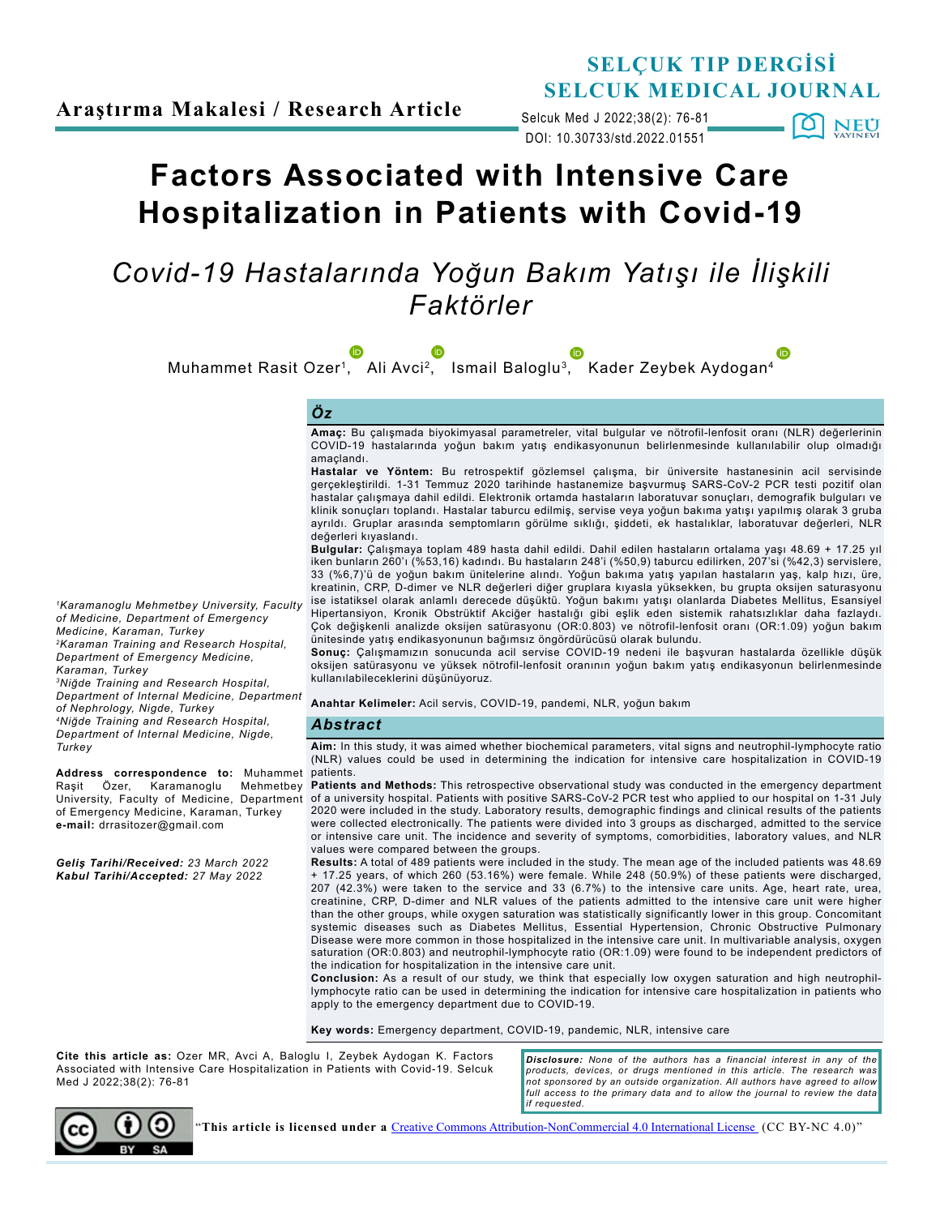Araştırma Makalesi / Research Article

# Factors Associated with Intensive Care Hospitalization in Patients with Covid-19

## Covid-19 Hastalarında Yoğun Bakım Yatışı ile İlişkili Faktörler

Muhammet Rasit Ozer[1], Ali Avci[2], Ismail Baloglu[3], Kader Zeybek Aydogan[4]

[1]Karamanoglu Mehmetbey University, Faculty of Medicine, Department of Emergency Medicine, Karaman, Turkey
[2]Karaman Training and Research Hospital, Department of Emergency Medicine, Karaman, Turkey
[3]Niğde Training and Research Hospital, Department of Internal Medicine, Department of Nephrology, Nigde, Turkey
[4]Niğde Training and Research Hospital, Department of Internal Medicine, Nigde, Turkey

**Address correspondence to:** Muhammet Raşit Özer, Karamanoglu Mehmetbey University, Faculty of Medicine, Department of Emergency Medicine, Karaman, Turkey
**e-mail:** drrasitozer@gmail.com

***Geliş Tarihi/Received:*** *23 March 2022*
***Kabul Tarihi/Accepted:*** *27 May 2022*

### Öz

**Amaç:** Bu çalışmada biyokimyasal parametreler, vital bulgular ve nötrofil-lenfosit oranı (NLR) değerlerinin COVID-19 hastalarında yoğun bakım yatış endikasyonunun belirlenmesinde kullanılabilir olup olmadığı amaçlandı.

**Hastalar ve Yöntem:** Bu retrospektif gözlemsel çalışma, bir üniversite hastanesinin acil servisinde gerçekleştirildi. 1-31 Temmuz 2020 tarihinde hastanemize başvurmuş SARS-CoV-2 PCR testi pozitif olan hastalar çalışmaya dahil edildi. Elektronik ortamda hastaların laboratuvar sonuçları, demografik bulguları ve klinik sonuçları toplandı. Hastalar taburcu edilmiş, servise veya yoğun bakıma yatışı yapılmış olarak 3 gruba ayrıldı. Gruplar arasında semptomların görülme sıklığı, şiddeti, ek hastalıklar, laboratuvar değerleri, NLR değerleri kıyaslandı.

**Bulgular:** Çalışmaya toplam 489 hasta dahil edildi. Dahil edilen hastaların ortalama yaşı 48.69 + 17.25 yıl iken bunların 260'ı (%53,16) kadındı. Bu hastaların 248'i (%50,9) taburcu edilirken, 207'si (%42,3) servislere, 33 (%6,7)'ü de yoğun bakım ünitelerine alındı. Yoğun bakıma yatış yapılan hastaların yaş, kalp hızı, üre, kreatinin, CRP, D-dimer ve NLR değerleri diğer gruplara kıyasla yüksekken, bu grupta oksijen saturasyonu ise istatiksel olarak anlamlı derecede düşüktü. Yoğun bakımı yatışı olanlarda Diabetes Mellitus, Esansiyel Hipertansiyon, Kronik Obstrüktif Akciğer hastalığı gibi eşlik eden sistemik rahatsızlıklar daha fazlaydı. Çok değişkenli analizde oksijen satürasyonu (OR:0.803) ve nötrofil-lenfosit oranı (OR:1.09) yoğun bakım ünitesinde yatış endikasyonunun bağımsız öngördürücüsü olarak bulundu.

**Sonuç:** Çalışmamızın sonucunda acil servise COVID-19 nedeni ile başvuran hastalarda özellikle düşük oksijen satürasyonu ve yüksek nötrofil-lenfosit oranının yoğun bakım yatış endikasyonun belirlenmesinde kullanılabileceklerini düşünüyoruz.

**Anahtar Kelimeler:** Acil servis, COVID-19, pandemi, NLR, yoğun bakım

### Abstract

**Aim:** In this study, it was aimed whether biochemical parameters, vital signs and neutrophil-lymphocyte ratio (NLR) values could be used in determining the indication for intensive care hospitalization in COVID-19 patients.

**Patients and Methods:** This retrospective observational study was conducted in the emergency department of a university hospital. Patients with positive SARS-CoV-2 PCR test who applied to our hospital on 1-31 July 2020 were included in the study. Laboratory results, demographic findings and clinical results of the patients were collected electronically. The patients were divided into 3 groups as discharged, admitted to the service or intensive care unit. The incidence and severity of symptoms, comorbidities, laboratory values, and NLR values were compared between the groups.

**Results:** A total of 489 patients were included in the study. The mean age of the included patients was 48.69 + 17.25 years, of which 260 (53.16%) were female. While 248 (50.9%) of these patients were discharged, 207 (42.3%) were taken to the service and 33 (6.7%) to the intensive care units. Age, heart rate, urea, creatinine, CRP, D-dimer and NLR values of the patients admitted to the intensive care unit were higher than the other groups, while oxygen saturation was statistically significantly lower in this group. Concomitant systemic diseases such as Diabetes Mellitus, Essential Hypertension, Chronic Obstructive Pulmonary Disease were more common in those hospitalized in the intensive care unit. In multivariable analysis, oxygen saturation (OR:0.803) and neutrophil-lymphocyte ratio (OR:1.09) were found to be independent predictors of the indication for hospitalization in the intensive care unit.

**Conclusion:** As a result of our study, we think that especially low oxygen saturation and high neutrophil-lymphocyte ratio can be used in determining the indication for intensive care hospitalization in patients who apply to the emergency department due to COVID-19.

**Key words:** Emergency department, COVID-19, pandemic, NLR, intensive care

**Cite this article as:** Ozer MR, Avci A, Baloglu I, Zeybek Aydogan K. Factors Associated with Intensive Care Hospitalization in Patients with Covid-19. Selcuk Med J 2022;38(2): 76-81

***Disclosure:*** *None of the authors has a financial interest in any of the products, devices, or drugs mentioned in this article. The research was not sponsored by an outside organization. All authors have agreed to allow full access to the primary data and to allow the journal to review the data if requested.*

"**This article is licensed under a** Creative Commons Attribution-NonCommercial 4.0 International License (CC BY-NC 4.0)"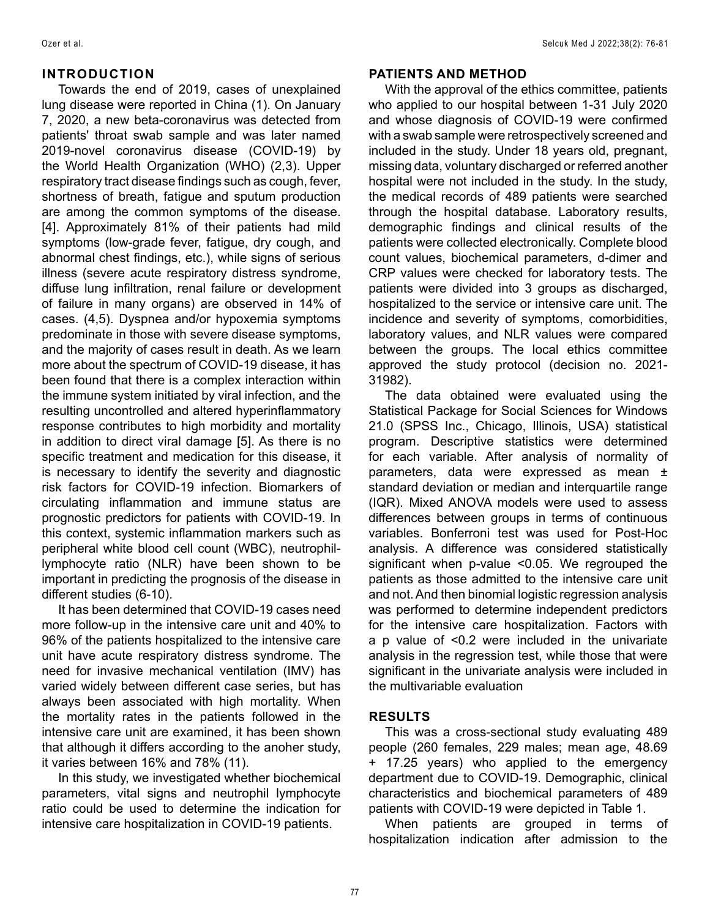## INTRODUCTION

Towards the end of 2019, cases of unexplained lung disease were reported in China (1). On January 7, 2020, a new beta-coronavirus was detected from patients' throat swab sample and was later named 2019-novel coronavirus disease (COVID-19) by the World Health Organization (WHO) (2,3). Upper respiratory tract disease findings such as cough, fever, shortness of breath, fatigue and sputum production are among the common symptoms of the disease. [4]. Approximately 81% of their patients had mild symptoms (low-grade fever, fatigue, dry cough, and abnormal chest findings, etc.), while signs of serious illness (severe acute respiratory distress syndrome, diffuse lung infiltration, renal failure or development of failure in many organs) are observed in 14% of cases. (4,5). Dyspnea and/or hypoxemia symptoms predominate in those with severe disease symptoms, and the majority of cases result in death. As we learn more about the spectrum of COVID-19 disease, it has been found that there is a complex interaction within the immune system initiated by viral infection, and the resulting uncontrolled and altered hyperinflammatory response contributes to high morbidity and mortality in addition to direct viral damage [5]. As there is no specific treatment and medication for this disease, it is necessary to identify the severity and diagnostic risk factors for COVID-19 infection. Biomarkers of circulating inflammation and immune status are prognostic predictors for patients with COVID-19. In this context, systemic inflammation markers such as peripheral white blood cell count (WBC), neutrophil-lymphocyte ratio (NLR) have been shown to be important in predicting the prognosis of the disease in different studies (6-10).

It has been determined that COVID-19 cases need more follow-up in the intensive care unit and 40% to 96% of the patients hospitalized to the intensive care unit have acute respiratory distress syndrome. The need for invasive mechanical ventilation (IMV) has varied widely between different case series, but has always been associated with high mortality. When the mortality rates in the patients followed in the intensive care unit are examined, it has been shown that although it differs according to the anoher study, it varies between 16% and 78% (11).

In this study, we investigated whether biochemical parameters, vital signs and neutrophil lymphocyte ratio could be used to determine the indication for intensive care hospitalization in COVID-19 patients.

## PATIENTS AND METHOD

With the approval of the ethics committee, patients who applied to our hospital between 1-31 July 2020 and whose diagnosis of COVID-19 were confirmed with a swab sample were retrospectively screened and included in the study. Under 18 years old, pregnant, missing data, voluntary discharged or referred another hospital were not included in the study. In the study, the medical records of 489 patients were searched through the hospital database. Laboratory results, demographic findings and clinical results of the patients were collected electronically. Complete blood count values, biochemical parameters, d-dimer and CRP values were checked for laboratory tests. The patients were divided into 3 groups as discharged, hospitalized to the service or intensive care unit. The incidence and severity of symptoms, comorbidities, laboratory values, and NLR values were compared between the groups. The local ethics committee approved the study protocol (decision no. 2021-31982).

The data obtained were evaluated using the Statistical Package for Social Sciences for Windows 21.0 (SPSS Inc., Chicago, Illinois, USA) statistical program. Descriptive statistics were determined for each variable. After analysis of normality of parameters, data were expressed as mean ± standard deviation or median and interquartile range (IQR). Mixed ANOVA models were used to assess differences between groups in terms of continuous variables. Bonferroni test was used for Post-Hoc analysis. A difference was considered statistically significant when p-value <0.05. We regrouped the patients as those admitted to the intensive care unit and not. And then binomial logistic regression analysis was performed to determine independent predictors for the intensive care hospitalization. Factors with a p value of <0.2 were included in the univariate analysis in the regression test, while those that were significant in the univariate analysis were included in the multivariable evaluation

## RESULTS

This was a cross-sectional study evaluating 489 people (260 females, 229 males; mean age, 48.69 + 17.25 years) who applied to the emergency department due to COVID-19. Demographic, clinical characteristics and biochemical parameters of 489 patients with COVID-19 were depicted in Table 1.

When patients are grouped in terms of hospitalization indication after admission to the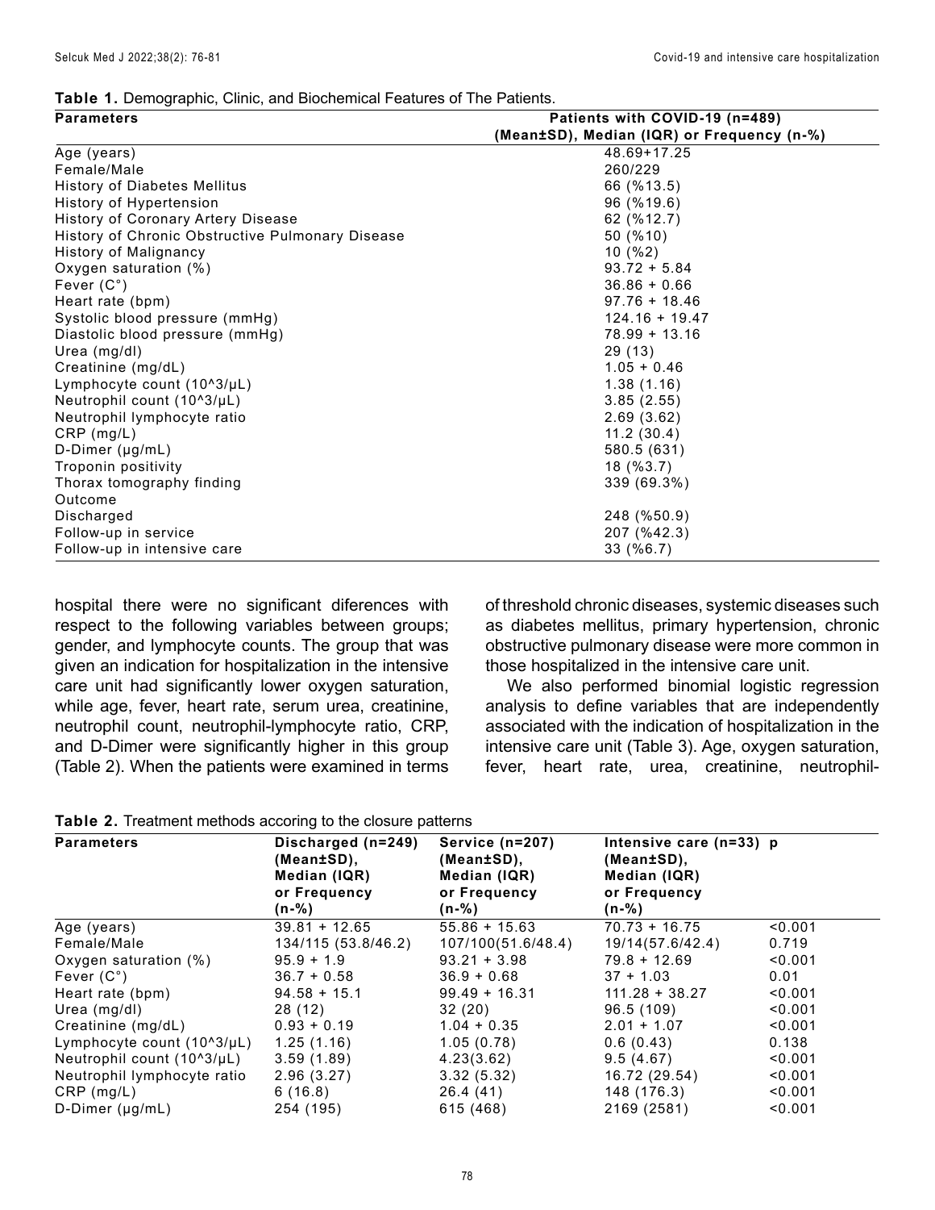**Table 1.** Demographic, Clinic, and Biochemical Features of The Patients.

| Parameters | Patients with COVID-19 (n=489) (Mean±SD), Median (IQR) or Frequency (n-%) |
|---|---|
| Age (years) | 48.69+17.25 |
| Female/Male | 260/229 |
| History of Diabetes Mellitus | 66 (%13.5) |
| History of Hypertension | 96 (%19.6) |
| History of Coronary Artery Disease | 62 (%12.7) |
| History of Chronic Obstructive Pulmonary Disease | 50 (%10) |
| History of Malignancy | 10 (%2) |
| Oxygen saturation (%) | 93.72 + 5.84 |
| Fever (C°) | 36.86 + 0.66 |
| Heart rate (bpm) | 97.76 + 18.46 |
| Systolic blood pressure (mmHg) | 124.16 + 19.47 |
| Diastolic blood pressure (mmHg) | 78.99 + 13.16 |
| Urea (mg/dl) | 29 (13) |
| Creatinine (mg/dL) | 1.05 + 0.46 |
| Lymphocyte count (10^3/µL) | 1.38 (1.16) |
| Neutrophil count (10^3/µL) | 3.85 (2.55) |
| Neutrophil lymphocyte ratio | 2.69 (3.62) |
| CRP (mg/L) | 11.2 (30.4) |
| D-Dimer (µg/mL) | 580.5 (631) |
| Troponin positivity | 18 (%3.7) |
| Thorax tomography finding | 339 (69.3%) |
| Outcome | |
| Discharged | 248 (%50.9) |
| Follow-up in service | 207 (%42.3) |
| Follow-up in intensive care | 33 (%6.7) |

hospital there were no significant diferences with respect to the following variables between groups; gender, and lymphocyte counts. The group that was given an indication for hospitalization in the intensive care unit had significantly lower oxygen saturation, while age, fever, heart rate, serum urea, creatinine, neutrophil count, neutrophil-lymphocyte ratio, CRP, and D-Dimer were significantly higher in this group (Table 2). When the patients were examined in terms of threshold chronic diseases, systemic diseases such as diabetes mellitus, primary hypertension, chronic obstructive pulmonary disease were more common in those hospitalized in the intensive care unit.

We also performed binomial logistic regression analysis to define variables that are independently associated with the indication of hospitalization in the intensive care unit (Table 3). Age, oxygen saturation, fever, heart rate, urea, creatinine, neutrophil-

**Table 2.** Treatment methods accoring to the closure patterns

| Parameters | Discharged (n=249) (Mean±SD), Median (IQR) or Frequency (n-%) | Service (n=207) (Mean±SD), Median (IQR) or Frequency (n-%) | Intensive care (n=33) (Mean±SD), Median (IQR) or Frequency (n-%) | p |
|---|---|---|---|---|
| Age (years) | 39.81 + 12.65 | 55.86 + 15.63 | 70.73 + 16.75 | <0.001 |
| Female/Male | 134/115 (53.8/46.2) | 107/100(51.6/48.4) | 19/14(57.6/42.4) | 0.719 |
| Oxygen saturation (%) | 95.9 + 1.9 | 93.21 + 3.98 | 79.8 + 12.69 | <0.001 |
| Fever (C°) | 36.7 + 0.58 | 36.9 + 0.68 | 37 + 1.03 | 0.01 |
| Heart rate (bpm) | 94.58 + 15.1 | 99.49 + 16.31 | 111.28 + 38.27 | <0.001 |
| Urea (mg/dl) | 28 (12) | 32 (20) | 96.5 (109) | <0.001 |
| Creatinine (mg/dL) | 0.93 + 0.19 | 1.04 + 0.35 | 2.01 + 1.07 | <0.001 |
| Lymphocyte count (10^3/µL) | 1.25 (1.16) | 1.05 (0.78) | 0.6 (0.43) | 0.138 |
| Neutrophil count (10^3/µL) | 3.59 (1.89) | 4.23(3.62) | 9.5 (4.67) | <0.001 |
| Neutrophil lymphocyte ratio | 2.96 (3.27) | 3.32 (5.32) | 16.72 (29.54) | <0.001 |
| CRP (mg/L) | 6 (16.8) | 26.4 (41) | 148 (176.3) | <0.001 |
| D-Dimer (µg/mL) | 254 (195) | 615 (468) | 2169 (2581) | <0.001 |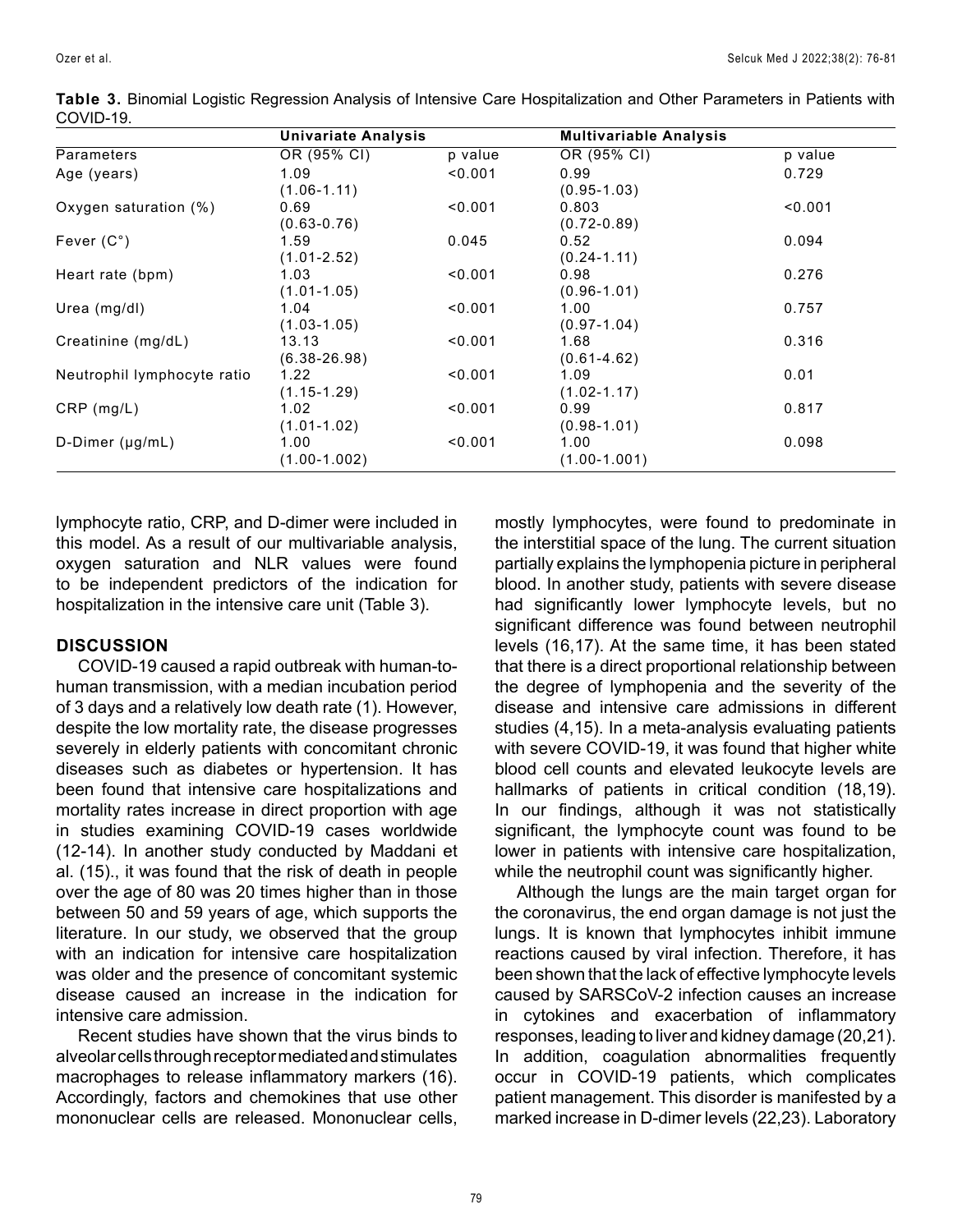**Table 3.** Binomial Logistic Regression Analysis of Intensive Care Hospitalization and Other Parameters in Patients with COVID-19.

| | Univariate Analysis | | Multivariable Analysis | |
|---|---|---|---|---|
| Parameters | OR (95% CI) | p value | OR (95% CI) | p value |
| Age (years) | 1.09 (1.06-1.11) | <0.001 | 0.99 (0.95-1.03) | 0.729 |
| Oxygen saturation (%) | 0.69 (0.63-0.76) | <0.001 | 0.803 (0.72-0.89) | <0.001 |
| Fever (C°) | 1.59 (1.01-2.52) | 0.045 | 0.52 (0.24-1.11) | 0.094 |
| Heart rate (bpm) | 1.03 (1.01-1.05) | <0.001 | 0.98 (0.96-1.01) | 0.276 |
| Urea (mg/dl) | 1.04 (1.03-1.05) | <0.001 | 1.00 (0.97-1.04) | 0.757 |
| Creatinine (mg/dL) | 13.13 (6.38-26.98) | <0.001 | 1.68 (0.61-4.62) | 0.316 |
| Neutrophil lymphocyte ratio | 1.22 (1.15-1.29) | <0.001 | 1.09 (1.02-1.17) | 0.01 |
| CRP (mg/L) | 1.02 (1.01-1.02) | <0.001 | 0.99 (0.98-1.01) | 0.817 |
| D-Dimer (µg/mL) | 1.00 (1.00-1.002) | <0.001 | 1.00 (1.00-1.001) | 0.098 |

lymphocyte ratio, CRP, and D-dimer were included in this model. As a result of our multivariable analysis, oxygen saturation and NLR values were found to be independent predictors of the indication for hospitalization in the intensive care unit (Table 3).

## DISCUSSION

COVID-19 caused a rapid outbreak with human-to-human transmission, with a median incubation period of 3 days and a relatively low death rate (1). However, despite the low mortality rate, the disease progresses severely in elderly patients with concomitant chronic diseases such as diabetes or hypertension. It has been found that intensive care hospitalizations and mortality rates increase in direct proportion with age in studies examining COVID-19 cases worldwide (12-14). In another study conducted by Maddani et al. (15)., it was found that the risk of death in people over the age of 80 was 20 times higher than in those between 50 and 59 years of age, which supports the literature. In our study, we observed that the group with an indication for intensive care hospitalization was older and the presence of concomitant systemic disease caused an increase in the indication for intensive care admission.

Recent studies have shown that the virus binds to alveolar cells through receptor mediated and stimulates macrophages to release inflammatory markers (16). Accordingly, factors and chemokines that use other mononuclear cells are released. Mononuclear cells, mostly lymphocytes, were found to predominate in the interstitial space of the lung. The current situation partially explains the lymphopenia picture in peripheral blood. In another study, patients with severe disease had significantly lower lymphocyte levels, but no significant difference was found between neutrophil levels (16,17). At the same time, it has been stated that there is a direct proportional relationship between the degree of lymphopenia and the severity of the disease and intensive care admissions in different studies (4,15). In a meta-analysis evaluating patients with severe COVID-19, it was found that higher white blood cell counts and elevated leukocyte levels are hallmarks of patients in critical condition (18,19). In our findings, although it was not statistically significant, the lymphocyte count was found to be lower in patients with intensive care hospitalization, while the neutrophil count was significantly higher.

Although the lungs are the main target organ for the coronavirus, the end organ damage is not just the lungs. It is known that lymphocytes inhibit immune reactions caused by viral infection. Therefore, it has been shown that the lack of effective lymphocyte levels caused by SARSCoV-2 infection causes an increase in cytokines and exacerbation of inflammatory responses, leading to liver and kidney damage (20,21). In addition, coagulation abnormalities frequently occur in COVID-19 patients, which complicates patient management. This disorder is manifested by a marked increase in D-dimer levels (22,23). Laboratory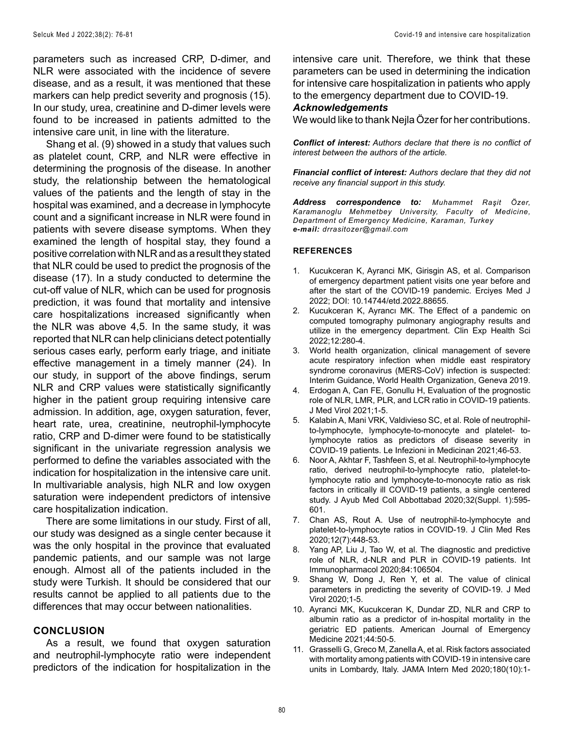parameters such as increased CRP, D-dimer, and NLR were associated with the incidence of severe disease, and as a result, it was mentioned that these markers can help predict severity and prognosis (15). In our study, urea, creatinine and D-dimer levels were found to be increased in patients admitted to the intensive care unit, in line with the literature.

Shang et al. (9) showed in a study that values such as platelet count, CRP, and NLR were effective in determining the prognosis of the disease. In another study, the relationship between the hematological values of the patients and the length of stay in the hospital was examined, and a decrease in lymphocyte count and a significant increase in NLR were found in patients with severe disease symptoms. When they examined the length of hospital stay, they found a positive correlation with NLR and as a result they stated that NLR could be used to predict the prognosis of the disease (17). In a study conducted to determine the cut-off value of NLR, which can be used for prognosis prediction, it was found that mortality and intensive care hospitalizations increased significantly when the NLR was above 4,5. In the same study, it was reported that NLR can help clinicians detect potentially serious cases early, perform early triage, and initiate effective management in a timely manner (24). In our study, in support of the above findings, serum NLR and CRP values were statistically significantly higher in the patient group requiring intensive care admission. In addition, age, oxygen saturation, fever, heart rate, urea, creatinine, neutrophil-lymphocyte ratio, CRP and D-dimer were found to be statistically significant in the univariate regression analysis we performed to define the variables associated with the indication for hospitalization in the intensive care unit. In multivariable analysis, high NLR and low oxygen saturation were independent predictors of intensive care hospitalization indication.

There are some limitations in our study. First of all, our study was designed as a single center because it was the only hospital in the province that evaluated pandemic patients, and our sample was not large enough. Almost all of the patients included in the study were Turkish. It should be considered that our results cannot be applied to all patients due to the differences that may occur between nationalities.

## CONCLUSION

As a result, we found that oxygen saturation and neutrophil-lymphocyte ratio were independent predictors of the indication for hospitalization in the intensive care unit. Therefore, we think that these parameters can be used in determining the indication for intensive care hospitalization in patients who apply to the emergency department due to COVID-19.

***Acknowledgements***

We would like to thank Nejla Özer for her contributions.

***Conflict of interest:*** *Authors declare that there is no conflict of interest between the authors of the article.*

***Financial conflict of interest:*** *Authors declare that they did not receive any financial support in this study.*

***Address correspondence to:*** *Muhammet Raşit Özer, Karamanoglu Mehmetbey University, Faculty of Medicine, Department of Emergency Medicine, Karaman, Turkey*
***e-mail:*** *drrasitozer@gmail.com*

## REFERENCES

1. Kucukceran K, Ayranci MK, Girisgin AS, et al. Comparison of emergency department patient visits one year before and after the start of the COVID-19 pandemic. Erciyes Med J 2022; DOI: 10.14744/etd.2022.88655.
2. Kucukceran K, Ayrancı MK. The Effect of a pandemic on computed tomography pulmonary angiography results and utilize in the emergency department. Clin Exp Health Sci 2022;12:280-4.
3. World health organization, clinical management of severe acute respiratory infection when middle east respiratory syndrome coronavirus (MERS-CoV) infection is suspected: Interim Guidance, World Health Organization, Geneva 2019.
4. Erdogan A, Can FE, Gonullu H, Evaluation of the prognostic role of NLR, LMR, PLR, and LCR ratio in COVID-19 patients. J Med Virol 2021;1-5.
5. Kalabin A, Mani VRK, Valdivieso SC, et al. Role of neutrophil-to-lymphocyte, lymphocyte-to-monocyte and platelet- to-lymphocyte ratios as predictors of disease severity in COVID-19 patients. Le Infezioni in Medicinan 2021;46-53.
6. Noor A, Akhtar F, Tashfeen S, et al. Neutrophil-to-lymphocyte ratio, derived neutrophil-to-lymphocyte ratio, platelet-to-lymphocyte ratio and lymphocyte-to-monocyte ratio as risk factors in critically ill COVID-19 patients, a single centered study. J Ayub Med Coll Abbottabad 2020;32(Suppl. 1):595-601.
7. Chan AS, Rout A. Use of neutrophil-to-lymphocyte and platelet-to-lymphocyte ratios in COVID-19. J Clin Med Res 2020;12(7):448-53.
8. Yang AP, Liu J, Tao W, et al. The diagnostic and predictive role of NLR, d-NLR and PLR in COVID-19 patients. Int Immunopharmacol 2020;84:106504.
9. Shang W, Dong J, Ren Y, et al. The value of clinical parameters in predicting the severity of COVID-19. J Med Virol 2020;1-5.
10. Ayranci MK, Kucukceran K, Dundar ZD, NLR and CRP to albumin ratio as a predictor of in-hospital mortality in the geriatric ED patients. American Journal of Emergency Medicine 2021;44:50-5.
11. Grasselli G, Greco M, Zanella A, et al. Risk factors associated with mortality among patients with COVID-19 in intensive care units in Lombardy, Italy. JAMA Intern Med 2020;180(10):1-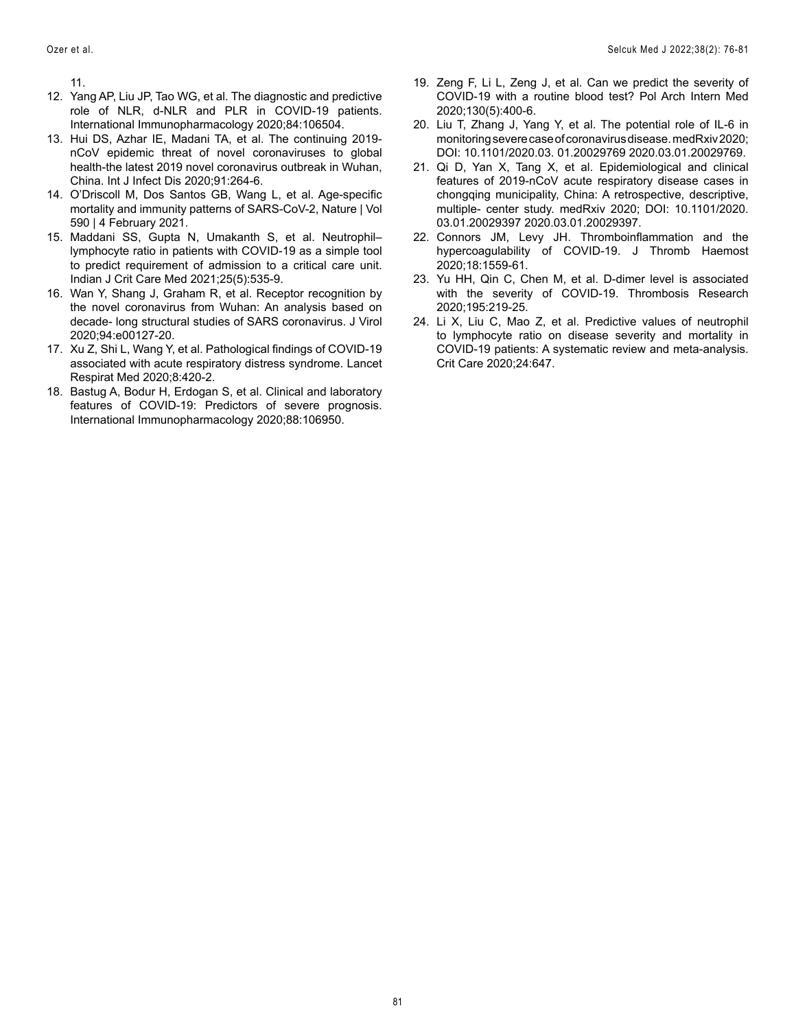11.

12. Yang AP, Liu JP, Tao WG, et al. The diagnostic and predictive role of NLR, d-NLR and PLR in COVID-19 patients. International Immunopharmacology 2020;84:106504.
13. Hui DS, Azhar IE, Madani TA, et al. The continuing 2019-nCoV epidemic threat of novel coronaviruses to global health-the latest 2019 novel coronavirus outbreak in Wuhan, China. Int J Infect Dis 2020;91:264-6.
14. O'Driscoll M, Dos Santos GB, Wang L, et al. Age-specific mortality and immunity patterns of SARS-CoV-2, Nature | Vol 590 | 4 February 2021.
15. Maddani SS, Gupta N, Umakanth S, et al. Neutrophil–lymphocyte ratio in patients with COVID-19 as a simple tool to predict requirement of admission to a critical care unit. Indian J Crit Care Med 2021;25(5):535-9.
16. Wan Y, Shang J, Graham R, et al. Receptor recognition by the novel coronavirus from Wuhan: An analysis based on decade- long structural studies of SARS coronavirus. J Virol 2020;94:e00127-20.
17. Xu Z, Shi L, Wang Y, et al. Pathological findings of COVID-19 associated with acute respiratory distress syndrome. Lancet Respirat Med 2020;8:420-2.
18. Bastug A, Bodur H, Erdogan S, et al. Clinical and laboratory features of COVID-19: Predictors of severe prognosis. International Immunopharmacology 2020;88:106950.
19. Zeng F, Li L, Zeng J, et al. Can we predict the severity of COVID-19 with a routine blood test? Pol Arch Intern Med 2020;130(5):400-6.
20. Liu T, Zhang J, Yang Y, et al. The potential role of IL-6 in monitoring severe case of coronavirus disease. medRxiv 2020; DOI: 10.1101/2020.03. 01.20029769 2020.03.01.20029769.
21. Qi D, Yan X, Tang X, et al. Epidemiological and clinical features of 2019-nCoV acute respiratory disease cases in chongqing municipality, China: A retrospective, descriptive, multiple- center study. medRxiv 2020; DOI: 10.1101/2020. 03.01.20029397 2020.03.01.20029397.
22. Connors JM, Levy JH. Thromboinflammation and the hypercoagulability of COVID-19. J Thromb Haemost 2020;18:1559-61.
23. Yu HH, Qin C, Chen M, et al. D-dimer level is associated with the severity of COVID-19. Thrombosis Research 2020;195:219-25.
24. Li X, Liu C, Mao Z, et al. Predictive values of neutrophil to lymphocyte ratio on disease severity and mortality in COVID-19 patients: A systematic review and meta-analysis. Crit Care 2020;24:647.